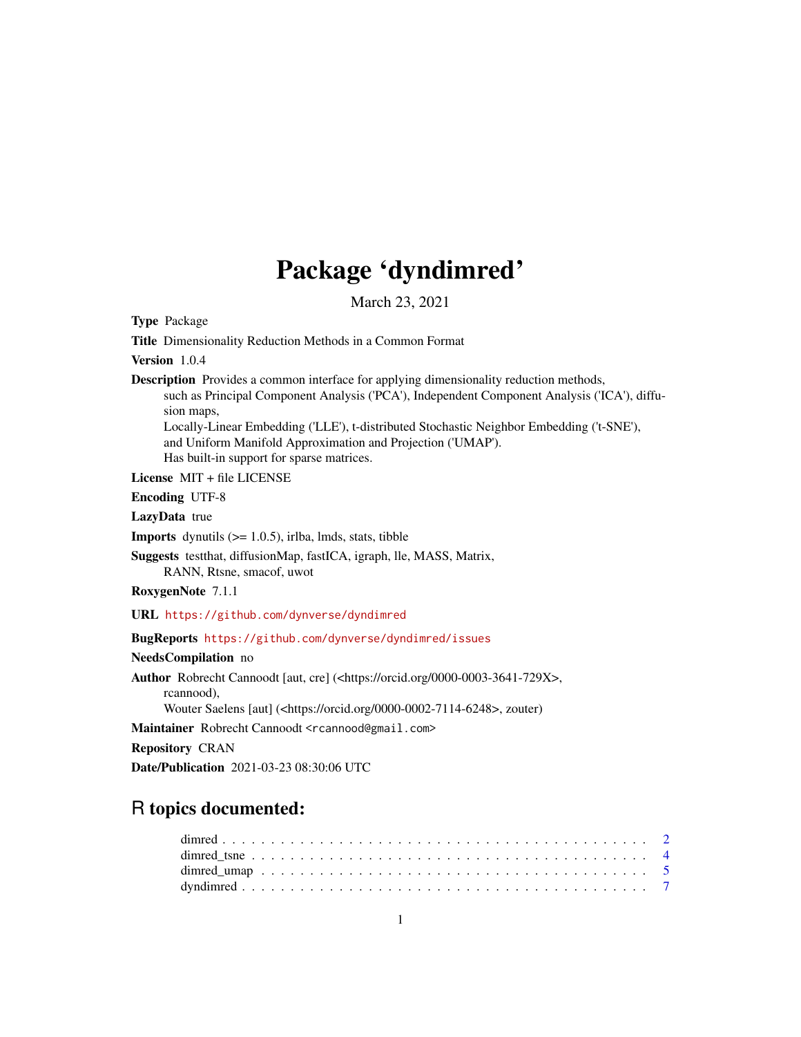# Package 'dyndimred'

March 23, 2021

**Type** Package

**Title** Dimensionality Reduction Methods in a Common Format

**Version** 1.0.4

**Description** Provides a common interface for applying dimensionality reduction methods, such as Principal Component Analysis ('PCA'), Independent Component Analysis ('ICA'), diffusion maps, Locally-Linear Embedding ('LLE'), t-distributed Stochastic Neighbor Embedding ('t-SNE'), and Uniform Manifold Approximation and Projection ('UMAP'). Has built-in support for sparse matrices.

**License** MIT + file LICENSE

**Encoding** UTF-8

**LazyData** true

**Imports** dynutils (>= 1.0.5), irlba, lmds, stats, tibble

**Suggests** testthat, diffusionMap, fastICA, igraph, lle, MASS, Matrix, RANN, Rtsne, smacof, uwot

**RoxygenNote** 7.1.1

**URL** https://github.com/dynverse/dyndimred

**BugReports** https://github.com/dynverse/dyndimred/issues

**NeedsCompilation** no

**Author** Robrecht Cannoodt [aut, cre] (<https://orcid.org/0000-0003-3641-729X>, rcannood), Wouter Saelens [aut] (<https://orcid.org/0000-0002-7114-6248>, zouter)

**Maintainer** Robrecht Cannoodt <rcannood@gmail.com>

**Repository** CRAN

**Date/Publication** 2021-03-23 08:30:06 UTC

## R topics documented:

- dimred . . . . . . . . . . . . . . . . . . . . . . . . . . . . . . . . . . . . . . . . . . 2
- dimred_tsne . . . . . . . . . . . . . . . . . . . . . . . . . . . . . . . . . . . . . . . 4
- dimred_umap . . . . . . . . . . . . . . . . . . . . . . . . . . . . . . . . . . . . . . 5
- dyndimred . . . . . . . . . . . . . . . . . . . . . . . . . . . . . . . . . . . . . . . 7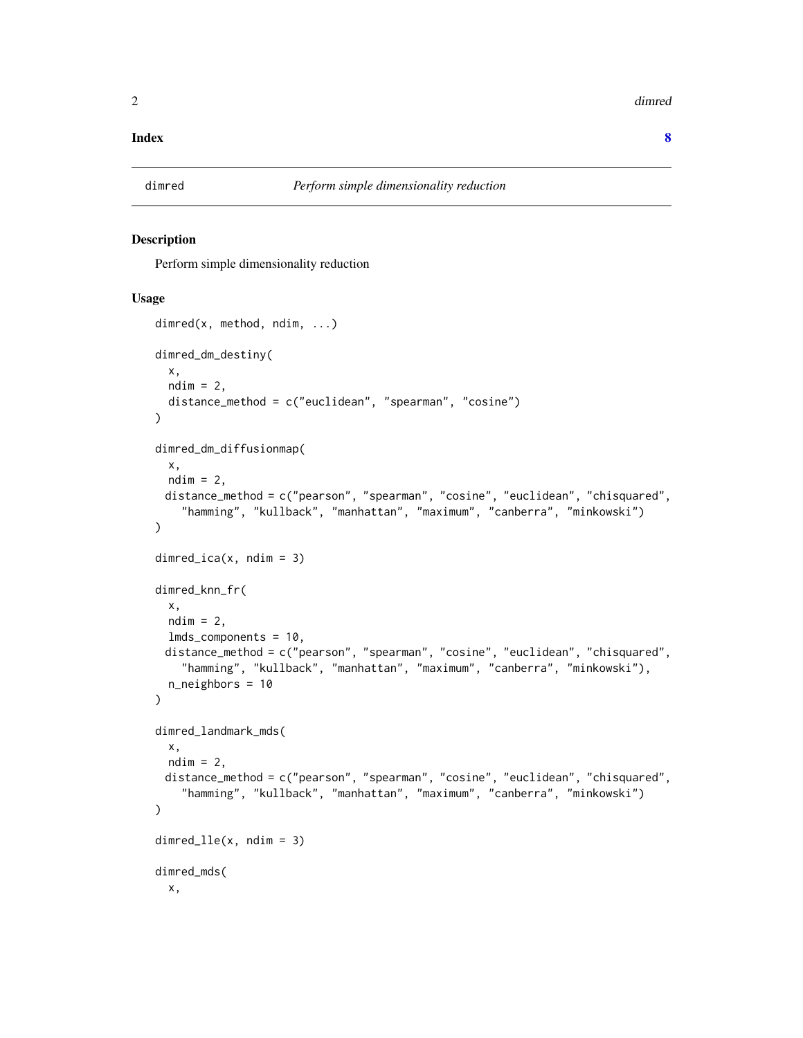**Index** **8**

---

`dimred` *Perform simple dimensionality reduction*

---

## Description

Perform simple dimensionality reduction

## Usage

```
dimred(x, method, ndim, ...)

dimred_dm_destiny(
  x,
  ndim = 2,
  distance_method = c("euclidean", "spearman", "cosine")
)

dimred_dm_diffusionmap(
  x,
  ndim = 2,
 distance_method = c("pearson", "spearman", "cosine", "euclidean", "chisquared",
    "hamming", "kullback", "manhattan", "maximum", "canberra", "minkowski")
)

dimred_ica(x, ndim = 3)

dimred_knn_fr(
  x,
  ndim = 2,
  lmds_components = 10,
 distance_method = c("pearson", "spearman", "cosine", "euclidean", "chisquared",
    "hamming", "kullback", "manhattan", "maximum", "canberra", "minkowski"),
  n_neighbors = 10
)

dimred_landmark_mds(
  x,
  ndim = 2,
 distance_method = c("pearson", "spearman", "cosine", "euclidean", "chisquared",
    "hamming", "kullback", "manhattan", "maximum", "canberra", "minkowski")
)

dimred_lle(x, ndim = 3)

dimred_mds(
  x,
```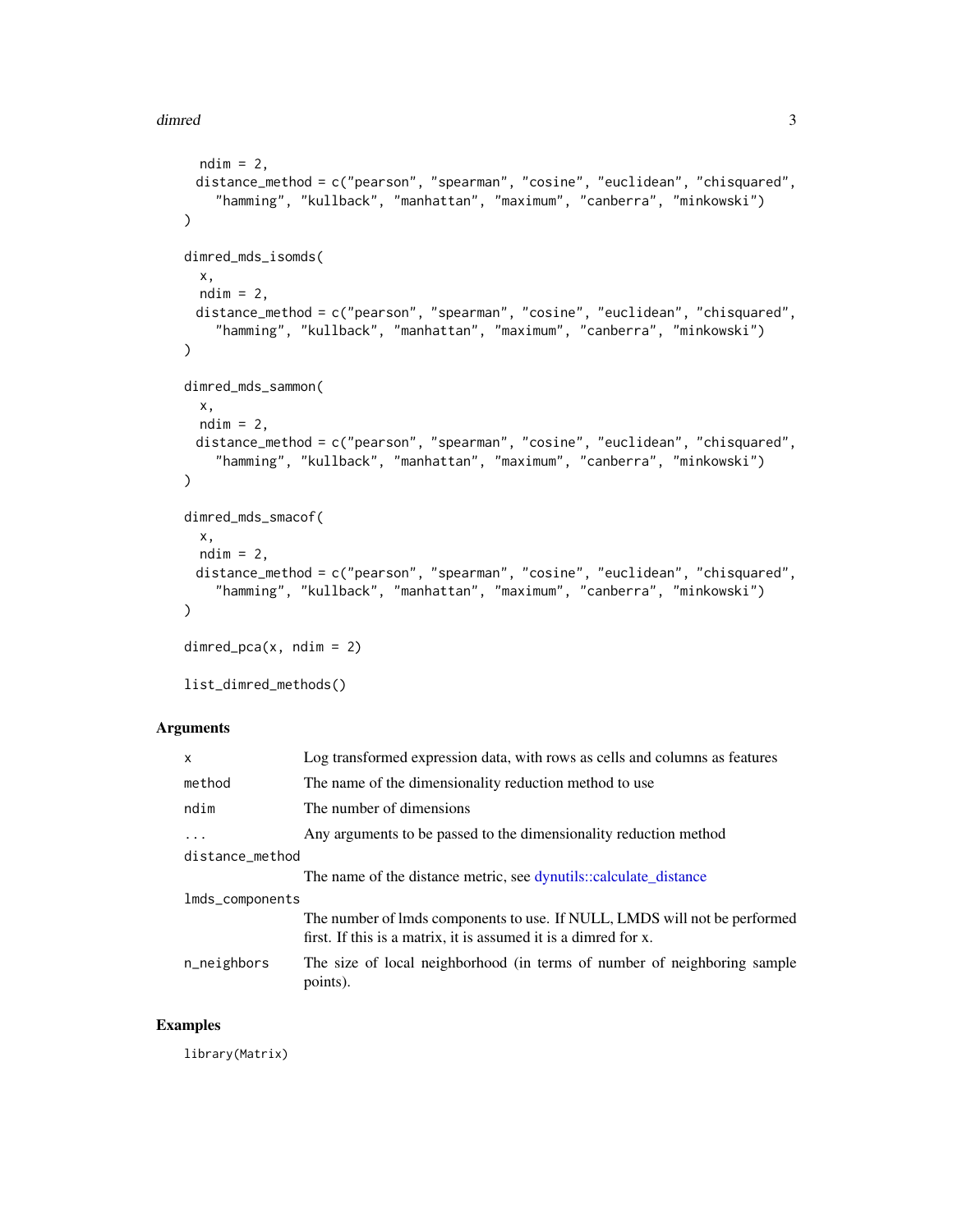```
  ndim = 2,
  distance_method = c("pearson", "spearman", "cosine", "euclidean", "chisquared",
    "hamming", "kullback", "manhattan", "maximum", "canberra", "minkowski")
)

dimred_mds_isomds(
  x,
  ndim = 2,
  distance_method = c("pearson", "spearman", "cosine", "euclidean", "chisquared",
    "hamming", "kullback", "manhattan", "maximum", "canberra", "minkowski")
)

dimred_mds_sammon(
  x,
  ndim = 2,
  distance_method = c("pearson", "spearman", "cosine", "euclidean", "chisquared",
    "hamming", "kullback", "manhattan", "maximum", "canberra", "minkowski")
)

dimred_mds_smacof(
  x,
  ndim = 2,
  distance_method = c("pearson", "spearman", "cosine", "euclidean", "chisquared",
    "hamming", "kullback", "manhattan", "maximum", "canberra", "minkowski")
)

dimred_pca(x, ndim = 2)

list_dimred_methods()
```

## Arguments

| | |
|---|---|
| `x` | Log transformed expression data, with rows as cells and columns as features |
| `method` | The name of the dimensionality reduction method to use |
| `ndim` | The number of dimensions |
| `...` | Any arguments to be passed to the dimensionality reduction method |
| `distance_method` | The name of the distance metric, see dynutils::calculate_distance |
| `lmds_components` | The number of lmds components to use. If NULL, LMDS will not be performed first. If this is a matrix, it is assumed it is a dimred for x. |
| `n_neighbors` | The size of local neighborhood (in terms of number of neighboring sample points). |

## Examples

```
library(Matrix)
```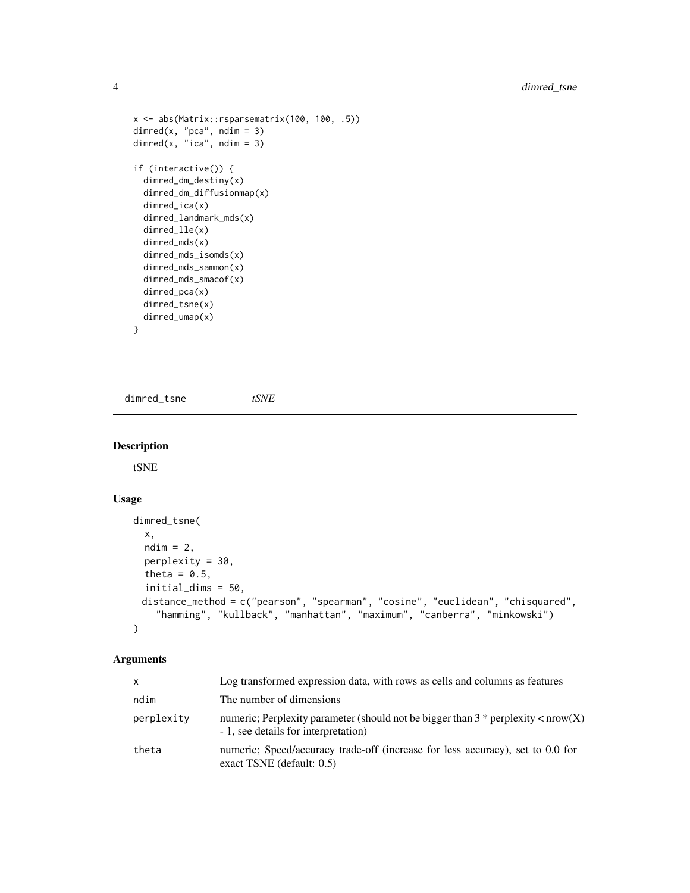```
x <- abs(Matrix::rsparsematrix(100, 100, .5))
dimred(x, "pca", ndim = 3)
dimred(x, "ica", ndim = 3)

if (interactive()) {
  dimred_dm_destiny(x)
  dimred_dm_diffusionmap(x)
  dimred_ica(x)
  dimred_landmark_mds(x)
  dimred_lle(x)
  dimred_mds(x)
  dimred_mds_isomds(x)
  dimred_mds_sammon(x)
  dimred_mds_smacof(x)
  dimred_pca(x)
  dimred_tsne(x)
  dimred_umap(x)
}
```

---

## dimred_tsne *tSNE*

### Description

tSNE

### Usage

```
dimred_tsne(
  x,
  ndim = 2,
  perplexity = 30,
  theta = 0.5,
  initial_dims = 50,
  distance_method = c("pearson", "spearman", "cosine", "euclidean", "chisquared",
    "hamming", "kullback", "manhattan", "maximum", "canberra", "minkowski")
)
```

### Arguments

| | |
|---|---|
| x | Log transformed expression data, with rows as cells and columns as features |
| ndim | The number of dimensions |
| perplexity | numeric; Perplexity parameter (should not be bigger than 3 * perplexity < nrow(X) - 1, see details for interpretation) |
| theta | numeric; Speed/accuracy trade-off (increase for less accuracy), set to 0.0 for exact TSNE (default: 0.5) |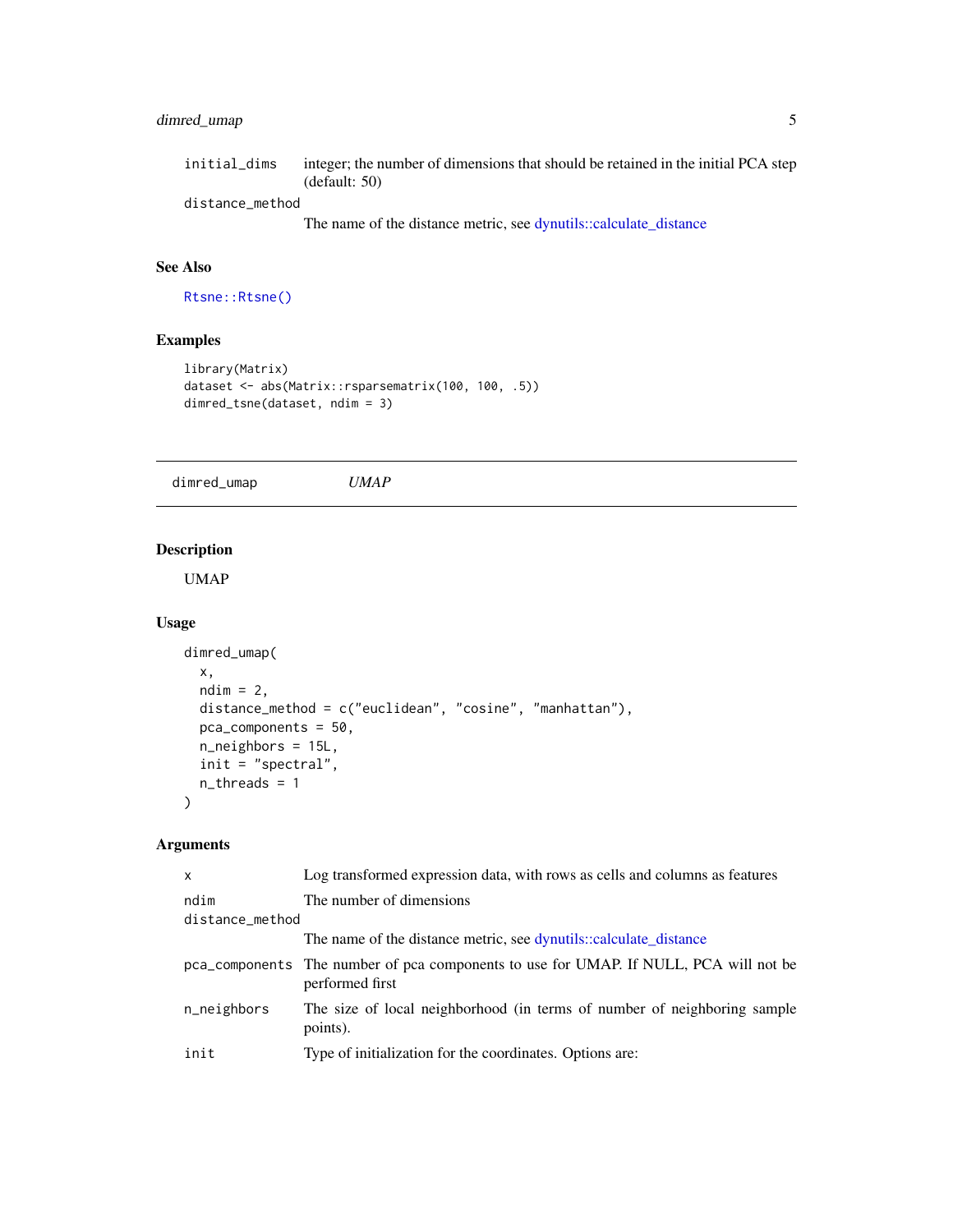initial_dims
: integer; the number of dimensions that should be retained in the initial PCA step (default: 50)

distance_method
: The name of the distance metric, see dynutils::calculate_distance

### See Also

Rtsne::Rtsne()

### Examples

```
library(Matrix)
dataset <- abs(Matrix::rsparsematrix(100, 100, .5))
dimred_tsne(dataset, ndim = 3)
```

---

## dimred_umap — *UMAP*

---

### Description

UMAP

### Usage

```
dimred_umap(
  x,
  ndim = 2,
  distance_method = c("euclidean", "cosine", "manhattan"),
  pca_components = 50,
  n_neighbors = 15L,
  init = "spectral",
  n_threads = 1
)
```

### Arguments

x
: Log transformed expression data, with rows as cells and columns as features

ndim
: The number of dimensions

distance_method
: The name of the distance metric, see dynutils::calculate_distance

pca_components
: The number of pca components to use for UMAP. If NULL, PCA will not be performed first

n_neighbors
: The size of local neighborhood (in terms of number of neighboring sample points).

init
: Type of initialization for the coordinates. Options are: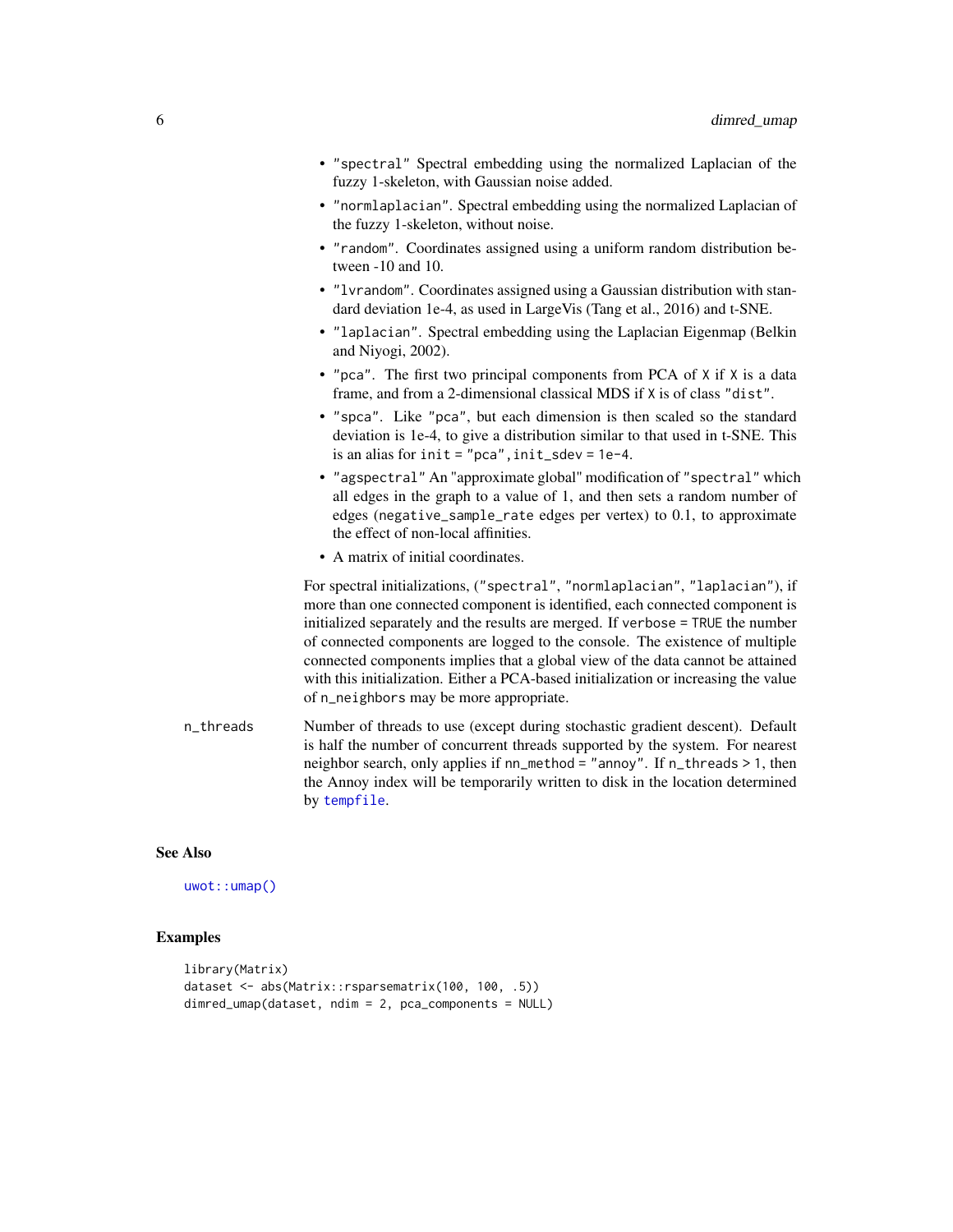- "spectral" Spectral embedding using the normalized Laplacian of the fuzzy 1-skeleton, with Gaussian noise added.
- "normlaplacian". Spectral embedding using the normalized Laplacian of the fuzzy 1-skeleton, without noise.
- "random". Coordinates assigned using a uniform random distribution between -10 and 10.
- "lvrandom". Coordinates assigned using a Gaussian distribution with standard deviation 1e-4, as used in LargeVis (Tang et al., 2016) and t-SNE.
- "laplacian". Spectral embedding using the Laplacian Eigenmap (Belkin and Niyogi, 2002).
- "pca". The first two principal components from PCA of X if X is a data frame, and from a 2-dimensional classical MDS if X is of class "dist".
- "spca". Like "pca", but each dimension is then scaled so the standard deviation is 1e-4, to give a distribution similar to that used in t-SNE. This is an alias for init = "pca", init_sdev = 1e-4.
- "agspectral" An "approximate global" modification of "spectral" which all edges in the graph to a value of 1, and then sets a random number of edges (negative_sample_rate edges per vertex) to 0.1, to approximate the effect of non-local affinities.
- A matrix of initial coordinates.

For spectral initializations, ("spectral", "normlaplacian", "laplacian"), if more than one connected component is identified, each connected component is initialized separately and the results are merged. If verbose = TRUE the number of connected components are logged to the console. The existence of multiple connected components implies that a global view of the data cannot be attained with this initialization. Either a PCA-based initialization or increasing the value of n_neighbors may be more appropriate.

n_threads
: Number of threads to use (except during stochastic gradient descent). Default is half the number of concurrent threads supported by the system. For nearest neighbor search, only applies if nn_method = "annoy". If n_threads > 1, then the Annoy index will be temporarily written to disk in the location determined by tempfile.

## See Also

uwot::umap()

## Examples

```
library(Matrix)
dataset <- abs(Matrix::rsparsematrix(100, 100, .5))
dimred_umap(dataset, ndim = 2, pca_components = NULL)
```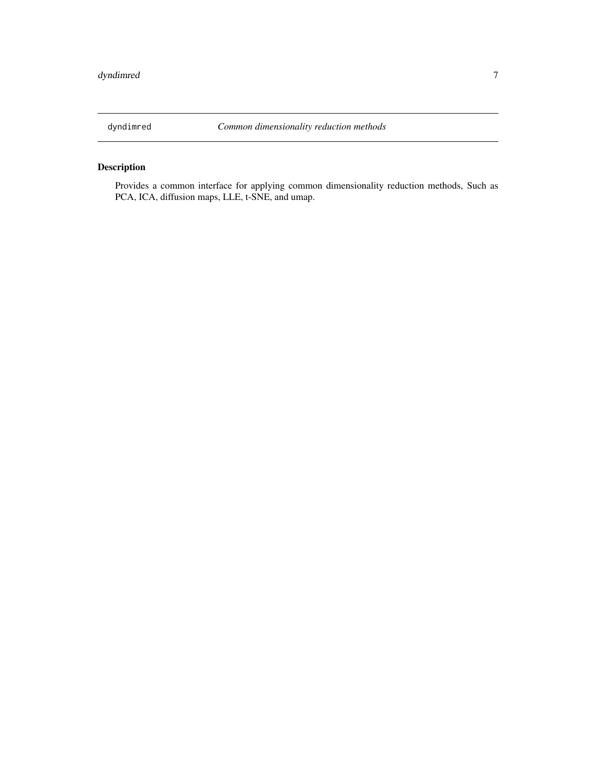dyndimred *Common dimensionality reduction methods*

## Description

Provides a common interface for applying common dimensionality reduction methods, Such as PCA, ICA, diffusion maps, LLE, t-SNE, and umap.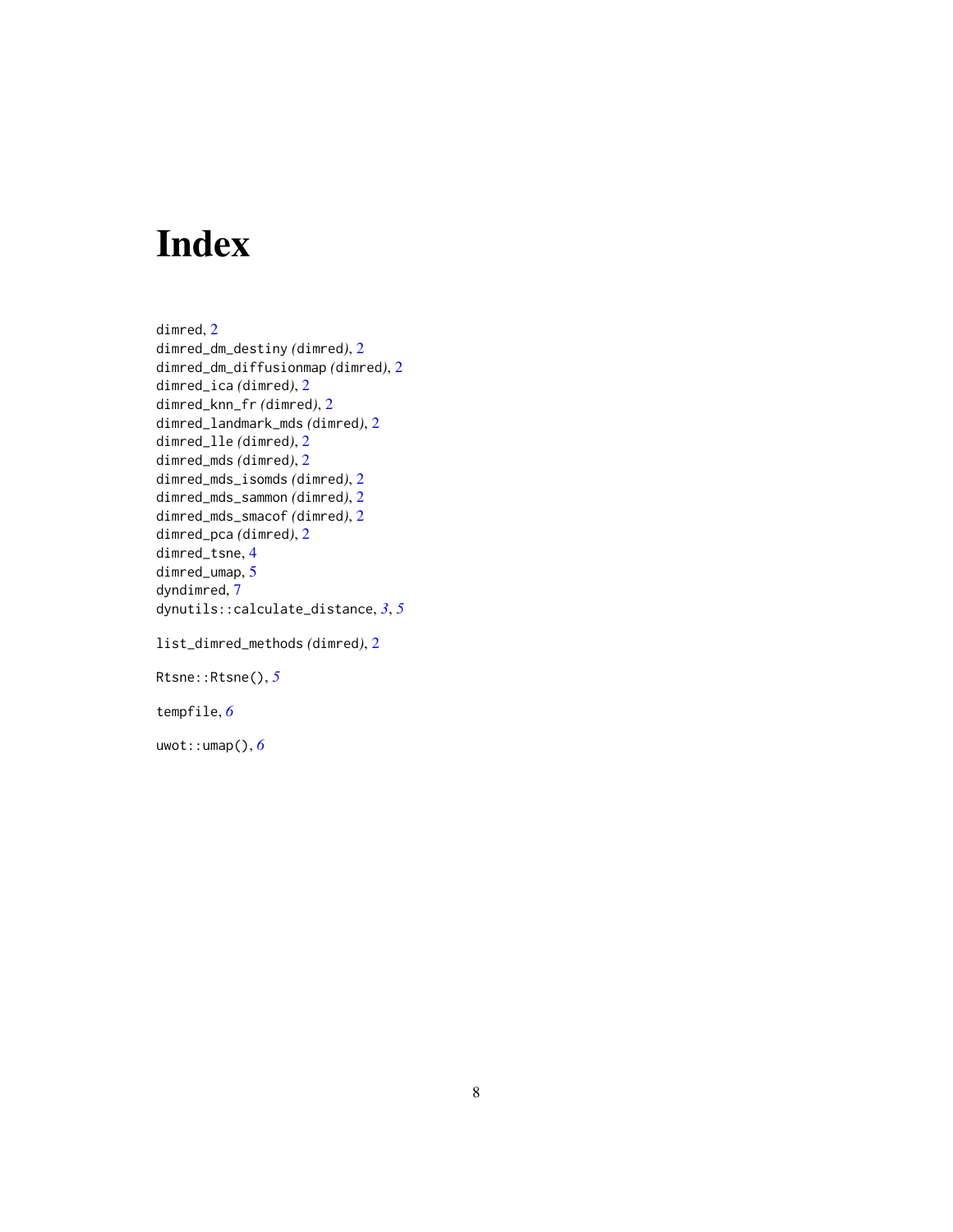# Index

dimred, 2
dimred_dm_destiny *(dimred)*, 2
dimred_dm_diffusionmap *(dimred)*, 2
dimred_ica *(dimred)*, 2
dimred_knn_fr *(dimred)*, 2
dimred_landmark_mds *(dimred)*, 2
dimred_lle *(dimred)*, 2
dimred_mds *(dimred)*, 2
dimred_mds_isomds *(dimred)*, 2
dimred_mds_sammon *(dimred)*, 2
dimred_mds_smacof *(dimred)*, 2
dimred_pca *(dimred)*, 2
dimred_tsne, 4
dimred_umap, 5
dyndimred, 7
dynutils::calculate_distance, *3*, *5*

list_dimred_methods *(dimred)*, 2

Rtsne::Rtsne(), *5*

tempfile, *6*

uwot::umap(), *6*